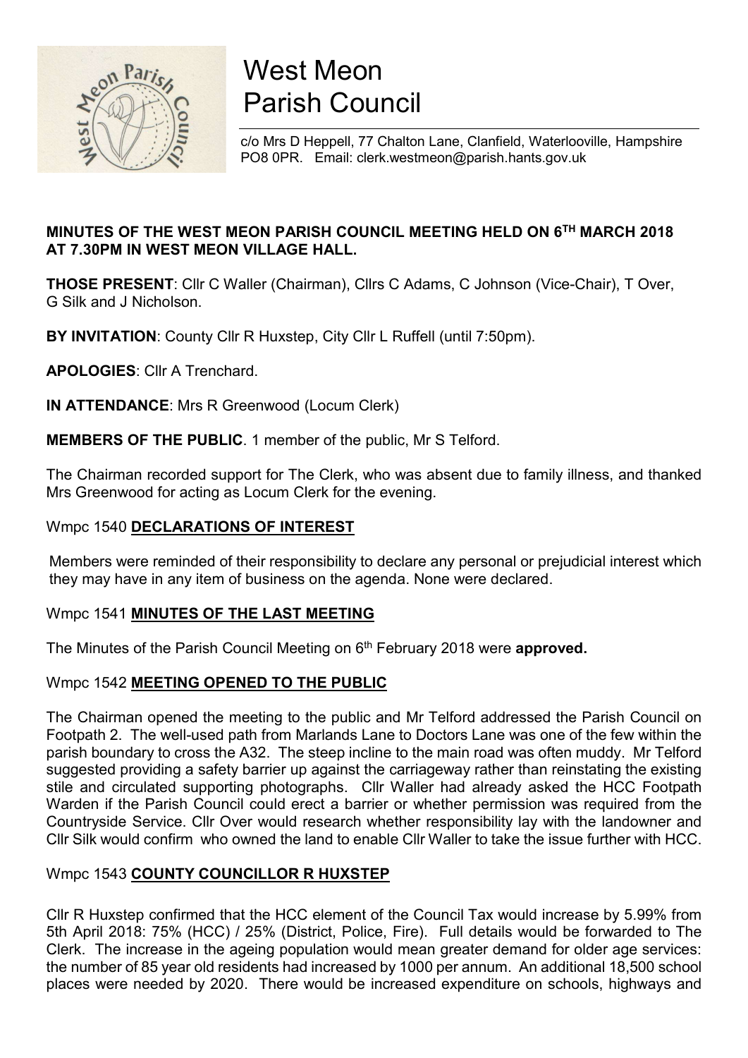# West Meon Parish Council

c/o Mrs D Heppell, 77 Chalton Lane, Clanfield, Waterlooville, Hampshire PO8 0PR. Email: clerk.westmeon@parish.hants.gov.uk

**MINUTES OF THE WEST MEON PARISH COUNCIL MEETING HELD ON 6TH MARCH 2018 AT 7.30PM IN WEST MEON VILLAGE HALL.**

**THOSE PRESENT**: Cllr C Waller (Chairman), Cllrs C Adams, C Johnson (Vice-Chair), T Over, G Silk and J Nicholson.

**BY INVITATION**: County Cllr R Huxstep, City Cllr L Ruffell (until 7:50pm).

**APOLOGIES**: Cllr A Trenchard.

**IN ATTENDANCE**: Mrs R Greenwood (Locum Clerk)

**MEMBERS OF THE PUBLIC**. 1 member of the public, Mr S Telford.

The Chairman recorded support for The Clerk, who was absent due to family illness, and thanked Mrs Greenwood for acting as Locum Clerk for the evening.

## Wmpc 1540 DECLARATIONS OF INTEREST

Members were reminded of their responsibility to declare any personal or prejudicial interest which they may have in any item of business on the agenda. None were declared.

## Wmpc 1541 MINUTES OF THE LAST MEETING

The Minutes of the Parish Council Meeting on 6th February 2018 were **approved.**

## Wmpc 1542 MEETING OPENED TO THE PUBLIC

The Chairman opened the meeting to the public and Mr Telford addressed the Parish Council on Footpath 2. The well-used path from Marlands Lane to Doctors Lane was one of the few within the parish boundary to cross the A32. The steep incline to the main road was often muddy. Mr Telford suggested providing a safety barrier up against the carriageway rather than reinstating the existing stile and circulated supporting photographs. Cllr Waller had already asked the HCC Footpath Warden if the Parish Council could erect a barrier or whether permission was required from the Countryside Service. Cllr Over would research whether responsibility lay with the landowner and Cllr Silk would confirm who owned the land to enable Cllr Waller to take the issue further with HCC.

## Wmpc 1543 COUNTY COUNCILLOR R HUXSTEP

Cllr R Huxstep confirmed that the HCC element of the Council Tax would increase by 5.99% from 5th April 2018: 75% (HCC) / 25% (District, Police, Fire). Full details would be forwarded to The Clerk. The increase in the ageing population would mean greater demand for older age services: the number of 85 year old residents had increased by 1000 per annum. An additional 18,500 school places were needed by 2020. There would be increased expenditure on schools, highways and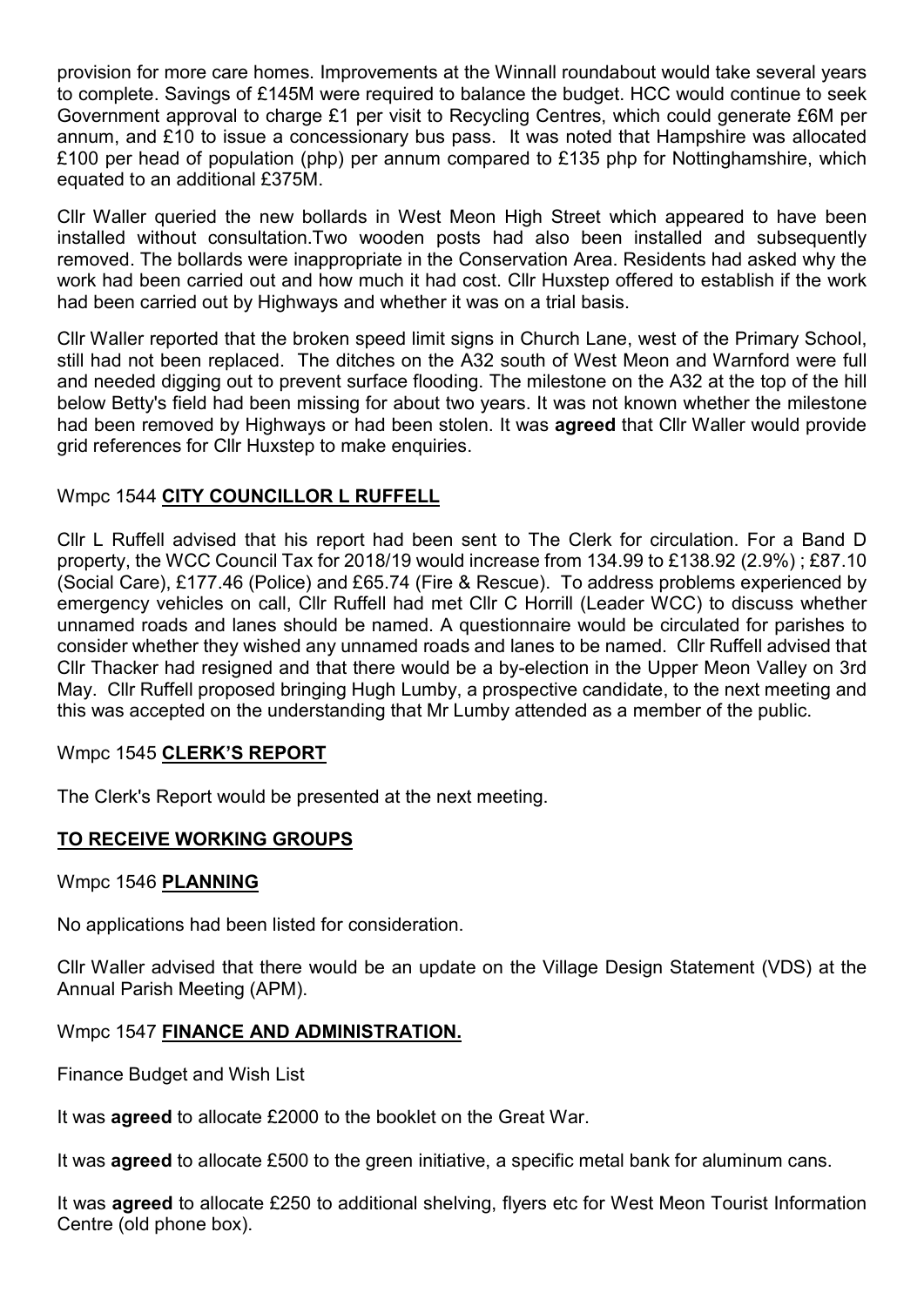provision for more care homes. Improvements at the Winnall roundabout would take several years to complete. Savings of £145M were required to balance the budget. HCC would continue to seek Government approval to charge £1 per visit to Recycling Centres, which could generate £6M per annum, and £10 to issue a concessionary bus pass. It was noted that Hampshire was allocated £100 per head of population (php) per annum compared to £135 php for Nottinghamshire, which equated to an additional £375M.

Cllr Waller queried the new bollards in West Meon High Street which appeared to have been installed without consultation.Two wooden posts had also been installed and subsequently removed. The bollards were inappropriate in the Conservation Area. Residents had asked why the work had been carried out and how much it had cost. Cllr Huxstep offered to establish if the work had been carried out by Highways and whether it was on a trial basis.

Cllr Waller reported that the broken speed limit signs in Church Lane, west of the Primary School, still had not been replaced. The ditches on the A32 south of West Meon and Warnford were full and needed digging out to prevent surface flooding. The milestone on the A32 at the top of the hill below Betty's field had been missing for about two years. It was not known whether the milestone had been removed by Highways or had been stolen. It was **agreed** that Cllr Waller would provide grid references for Cllr Huxstep to make enquiries.

Wmpc 1544 **CITY COUNCILLOR L RUFFELL**

Cllr L Ruffell advised that his report had been sent to The Clerk for circulation. For a Band D property, the WCC Council Tax for 2018/19 would increase from 134.99 to £138.92 (2.9%) ; £87.10 (Social Care), £177.46 (Police) and £65.74 (Fire & Rescue). To address problems experienced by emergency vehicles on call, Cllr Ruffell had met Cllr C Horrill (Leader WCC) to discuss whether unnamed roads and lanes should be named. A questionnaire would be circulated for parishes to consider whether they wished any unnamed roads and lanes to be named. Cllr Ruffell advised that Cllr Thacker had resigned and that there would be a by-election in the Upper Meon Valley on 3rd May. Cllr Ruffell proposed bringing Hugh Lumby, a prospective candidate, to the next meeting and this was accepted on the understanding that Mr Lumby attended as a member of the public.

Wmpc 1545 **CLERK'S REPORT**

The Clerk's Report would be presented at the next meeting.

**TO RECEIVE WORKING GROUPS**

Wmpc 1546 **PLANNING**

No applications had been listed for consideration.

Cllr Waller advised that there would be an update on the Village Design Statement (VDS) at the Annual Parish Meeting (APM).

Wmpc 1547 **FINANCE AND ADMINISTRATION.**

Finance Budget and Wish List

It was **agreed** to allocate £2000 to the booklet on the Great War.

It was **agreed** to allocate £500 to the green initiative, a specific metal bank for aluminum cans.

It was **agreed** to allocate £250 to additional shelving, flyers etc for West Meon Tourist Information Centre (old phone box).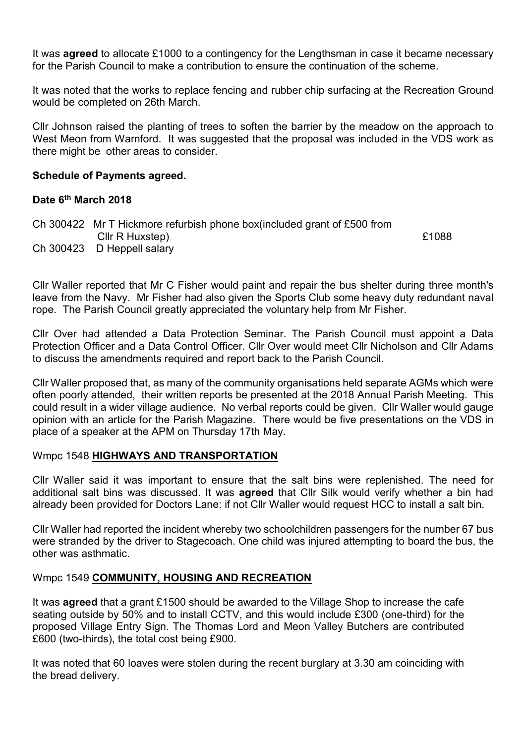It was **agreed** to allocate £1000 to a contingency for the Lengthsman in case it became necessary for the Parish Council to make a contribution to ensure the continuation of the scheme.

It was noted that the works to replace fencing and rubber chip surfacing at the Recreation Ground would be completed on 26th March.

Cllr Johnson raised the planting of trees to soften the barrier by the meadow on the approach to West Meon from Warnford. It was suggested that the proposal was included in the VDS work as there might be other areas to consider.

**Schedule of Payments agreed.**

**Date 6th March 2018**

| | | |
|---|---|---|
| Ch 300422 | Mr T Hickmore refurbish phone box(included grant of £500 from Cllr R Huxstep) | £1088 |
| Ch 300423 | D Heppell salary | |

Cllr Waller reported that Mr C Fisher would paint and repair the bus shelter during three month's leave from the Navy. Mr Fisher had also given the Sports Club some heavy duty redundant naval rope. The Parish Council greatly appreciated the voluntary help from Mr Fisher.

Cllr Over had attended a Data Protection Seminar. The Parish Council must appoint a Data Protection Officer and a Data Control Officer. Cllr Over would meet Cllr Nicholson and Cllr Adams to discuss the amendments required and report back to the Parish Council.

Cllr Waller proposed that, as many of the community organisations held separate AGMs which were often poorly attended, their written reports be presented at the 2018 Annual Parish Meeting. This could result in a wider village audience. No verbal reports could be given. Cllr Waller would gauge opinion with an article for the Parish Magazine. There would be five presentations on the VDS in place of a speaker at the APM on Thursday 17th May.

Wmpc 1548 **HIGHWAYS AND TRANSPORTATION**

Cllr Waller said it was important to ensure that the salt bins were replenished. The need for additional salt bins was discussed. It was **agreed** that Cllr Silk would verify whether a bin had already been provided for Doctors Lane: if not Cllr Waller would request HCC to install a salt bin.

Cllr Waller had reported the incident whereby two schoolchildren passengers for the number 67 bus were stranded by the driver to Stagecoach. One child was injured attempting to board the bus, the other was asthmatic.

Wmpc 1549 **COMMUNITY, HOUSING AND RECREATION**

It was **agreed** that a grant £1500 should be awarded to the Village Shop to increase the cafe seating outside by 50% and to install CCTV, and this would include £300 (one-third) for the proposed Village Entry Sign. The Thomas Lord and Meon Valley Butchers are contributed £600 (two-thirds), the total cost being £900.

It was noted that 60 loaves were stolen during the recent burglary at 3.30 am coinciding with the bread delivery.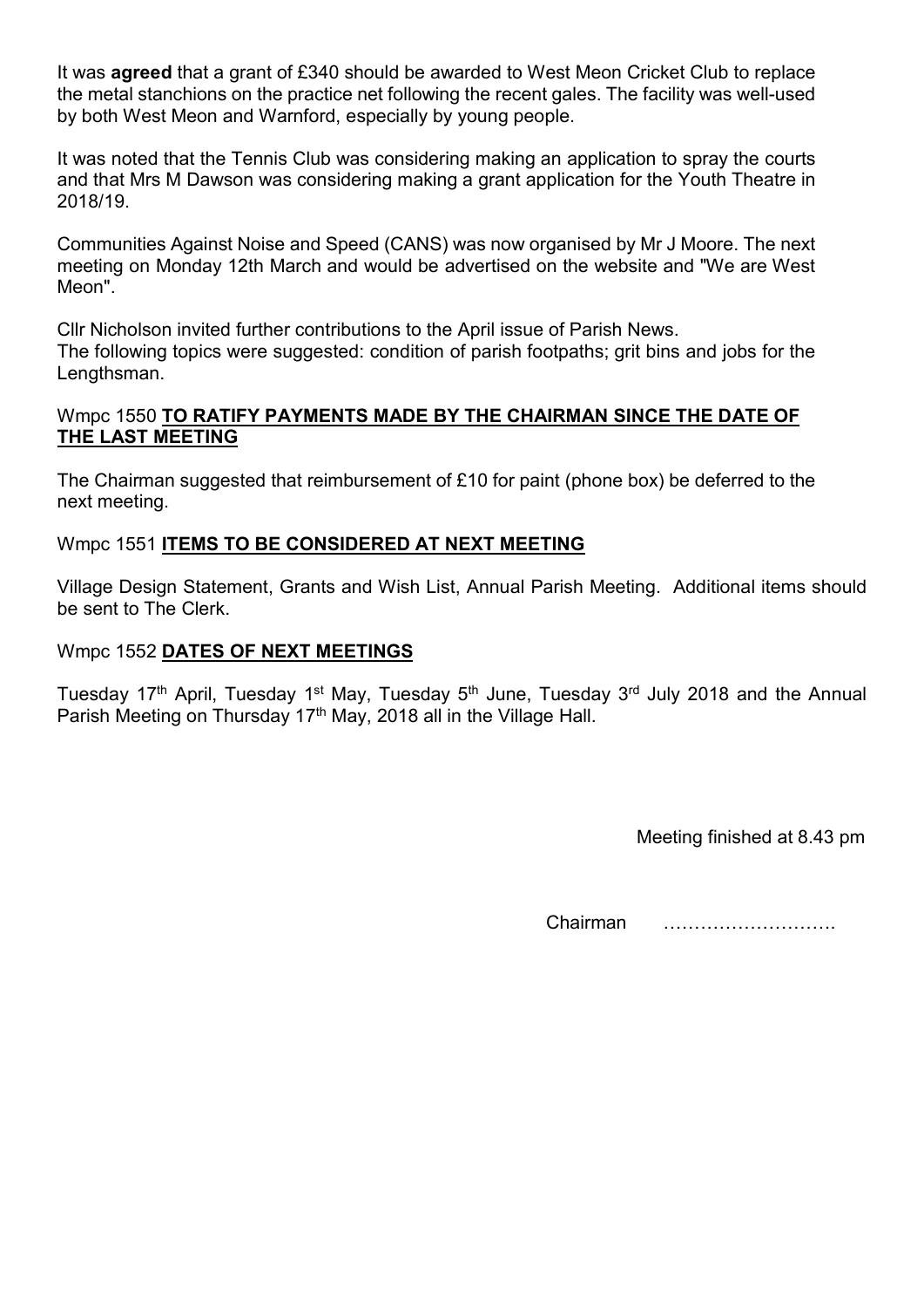It was **agreed** that a grant of £340 should be awarded to West Meon Cricket Club to replace the metal stanchions on the practice net following the recent gales. The facility was well-used by both West Meon and Warnford, especially by young people.

It was noted that the Tennis Club was considering making an application to spray the courts and that Mrs M Dawson was considering making a grant application for the Youth Theatre in 2018/19.

Communities Against Noise and Speed (CANS) was now organised by Mr J Moore. The next meeting on Monday 12th March and would be advertised on the website and "We are West Meon".

Cllr Nicholson invited further contributions to the April issue of Parish News.
The following topics were suggested: condition of parish footpaths; grit bins and jobs for the Lengthsman.

Wmpc 1550 **TO RATIFY PAYMENTS MADE BY THE CHAIRMAN SINCE THE DATE OF THE LAST MEETING**

The Chairman suggested that reimbursement of £10 for paint (phone box) be deferred to the next meeting.

Wmpc 1551 **ITEMS TO BE CONSIDERED AT NEXT MEETING**

Village Design Statement, Grants and Wish List, Annual Parish Meeting. Additional items should be sent to The Clerk.

Wmpc 1552 **DATES OF NEXT MEETINGS**

Tuesday 17th April, Tuesday 1st May, Tuesday 5th June, Tuesday 3rd July 2018 and the Annual Parish Meeting on Thursday 17th May, 2018 all in the Village Hall.

Meeting finished at 8.43 pm

Chairman ……………………….